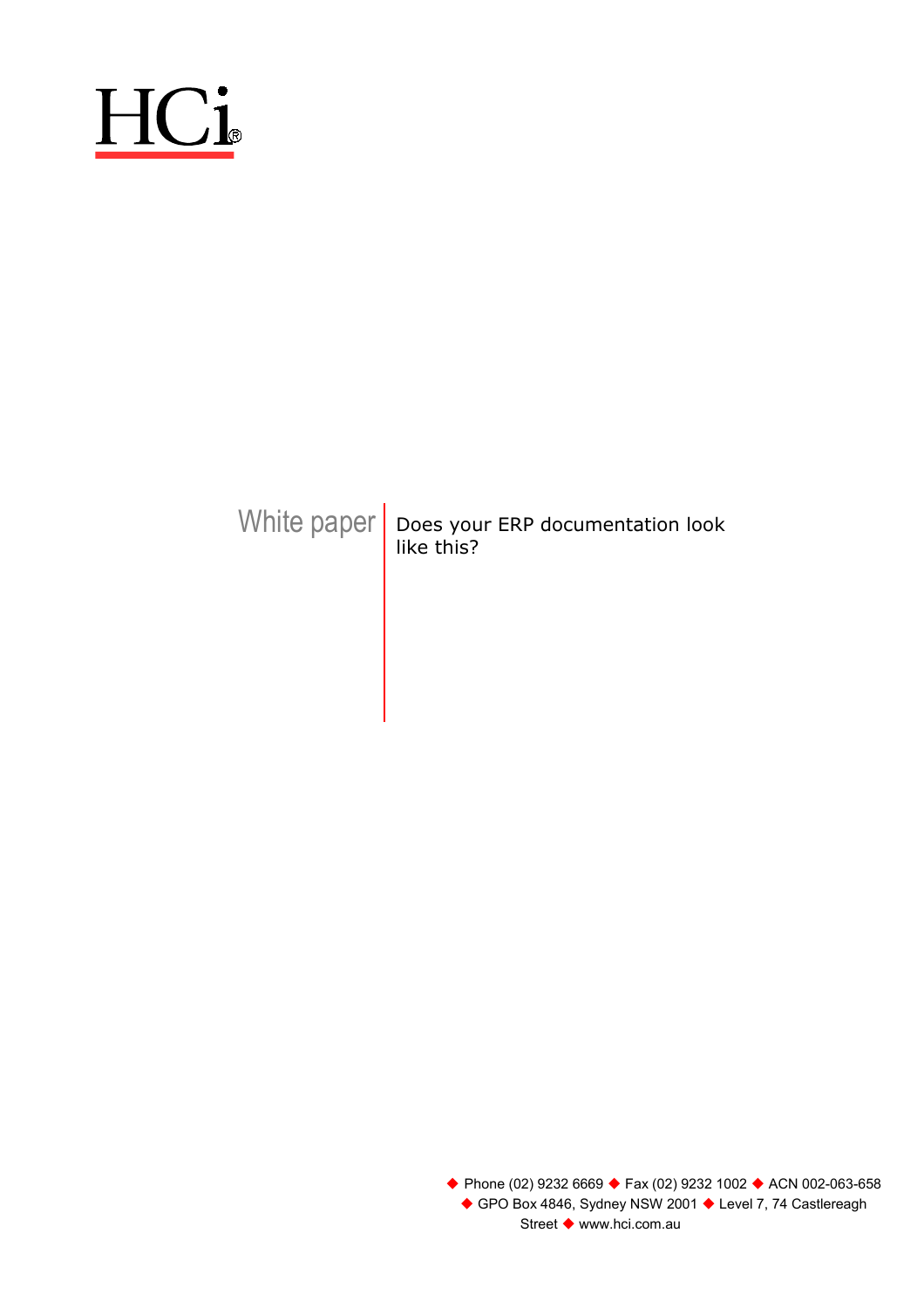HCi®

White paper

# Does your ERP documentation look like this?

◆ Phone (02) 9232 6669 ◆ Fax (02) 9232 1002 ◆ ACN 002-063-658 ◆ GPO Box 4846, Sydney NSW 2001 ◆ Level 7, 74 Castlereagh Street ◆ www.hci.com.au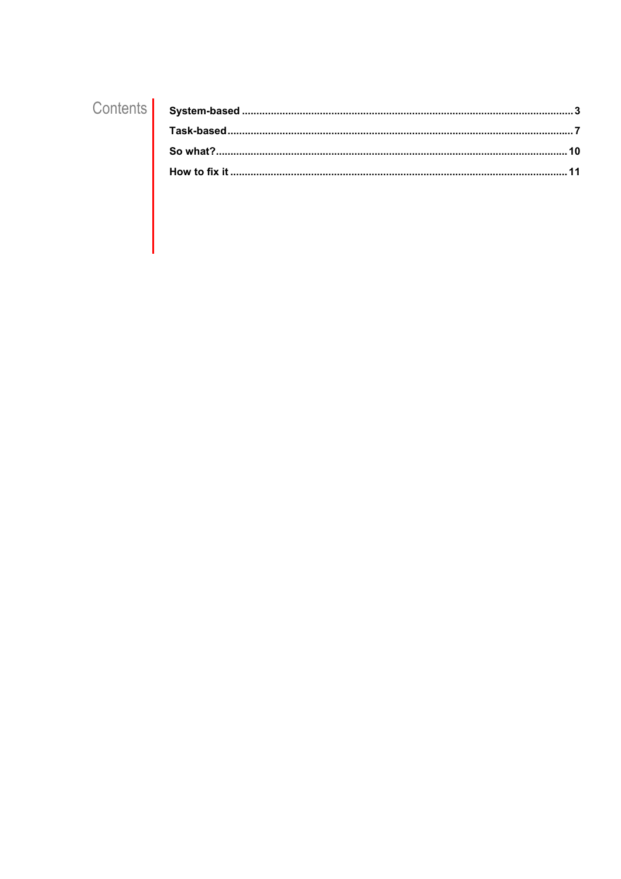# Contents

**System-based** .......... 3

**Task-based** .......... 7

**So what?** .......... 10

**How to fix it** .......... 11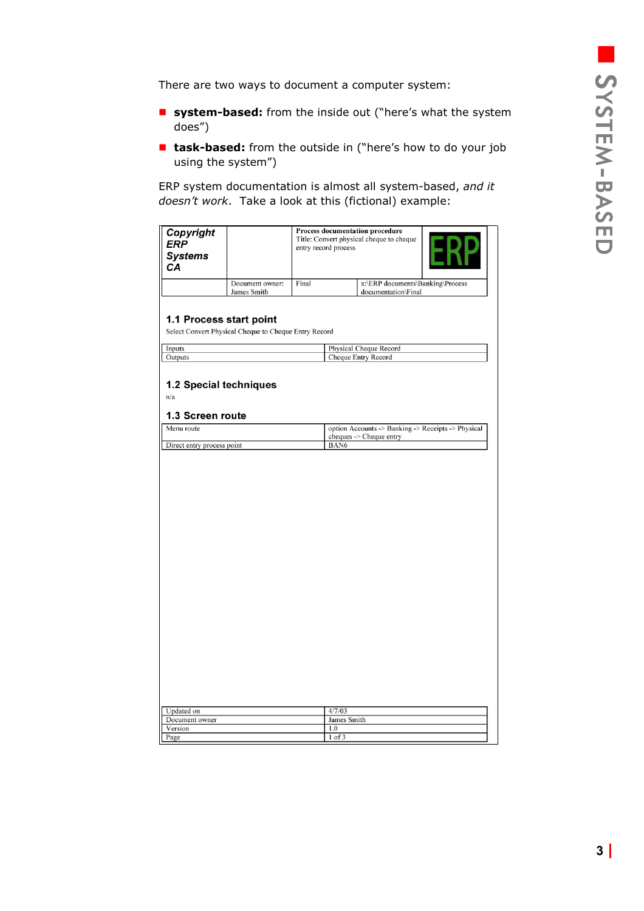There are two ways to document a computer system:

- **system-based:** from the inside out ("here's what the system does")
- **task-based:** from the outside in ("here's how to do your job using the system")

ERP system documentation is almost all system-based, *and it doesn't work*. Take a look at this (fictional) example:

| ***Copyright ERP Systems CA*** | | **Process documentation procedure** Title: Convert physical cheque to cheque entry record process | ERP |
|---|---|---|---|
| | Document owner: James Smith | Final | x:\ERP documents\Banking\Process documentation\Final |

### 1.1 Process start point

Select Convert Physical Cheque to Cheque Entry Record

| Inputs | Physical Cheque Record |
|---|---|
| Outputs | Cheque Entry Record |

### 1.2 Special techniques

n/a

### 1.3 Screen route

| Menu route | option Accounts -> Banking -> Receipts -> Physical cheques -> Cheque entry |
|---|---|
| Direct entry process point | BAN6 |

| Updated on | 4/7/03 |
|---|---|
| Document owner | James Smith |
| Version | 1.0 |
| Page | 1 of 3 |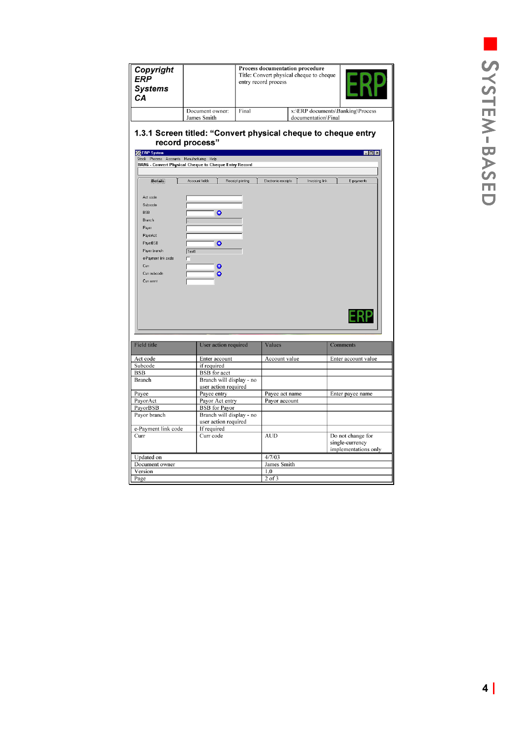| Copyright ERP Systems CA | | Process documentation procedure<br>Title: Convert physical cheque to cheque entry record process | ERP |
|---|---|---|---|
| | Document owner: James Smith | Final | x:\ERP documents\Banking\Process documentation\Final |

### 1.3.1 Screen titled: "Convert physical cheque to cheque entry record process"

ERP System

Stock Process Accounts Manufacturing Help

BANG - Convert Physical Cheque to Cheque Entry Record

Details | Account fields | Receipt printing | Electronic receipts | Invoicing link | E-payments

Act code
Subcode
BSB
Branch
Payor
PayorAct
PayorBSB
Payor branch — Test1
e-Payment link code
Curr
Curr subcode
Curr amnt

ERP

| Field title | User action required | Values | Comments |
|---|---|---|---|
| Act code | Enter account | Account value | Enter account value |
| Subcode | if required | | |
| BSB | BSB for acct | | |
| Branch | Branch will display - no user action required | | |
| Payee | Payee entry | Payee act name | Enter payee name |
| PayorAct | Payor Act entry | Payor account | |
| PayorBSB | BSB for Payor | | |
| Payor branch | Branch will display - no user action required | | |
| e-Payment link code | If required | | |
| Curr | Curr code | AUD | Do not change for single-currency implementations only |

| | |
|---|---|
| Updated on | 4/7/03 |
| Document owner | James Smith |
| Version | 1.0 |
| Page | 2 of 3 |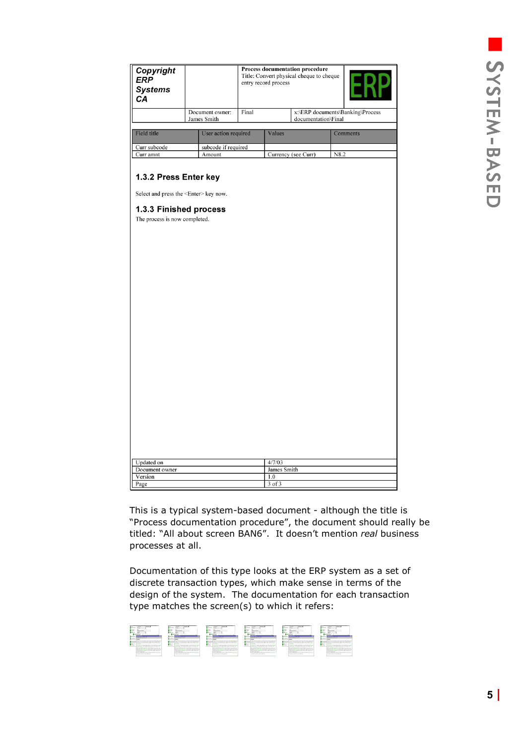| Copyright ERP Systems CA | | Process documentation procedure Title: Convert physical cheque to cheque entry record process | ERP |
|---|---|---|---|
| | Document owner: James Smith | Final | x:\ERP documents\Banking\Process documentation\Final |

| Field title | User action required | Values | Comments |
|---|---|---|---|
| Curr subcode | subcode if required | | |
| Curr amnt | Amount | Currency (see Curr) | N8.2 |

### 1.3.2 Press Enter key

Select and press the <Enter> key now.

### 1.3.3 Finished process

The process is now completed.

| | |
|---|---|
| Updated on | 4/7/03 |
| Document owner | James Smith |
| Version | 1.0 |
| Page | 3 of 3 |

This is a typical system-based document - although the title is "Process documentation procedure", the document should really be titled: "All about screen BAN6". It doesn't mention *real* business processes at all.

Documentation of this type looks at the ERP system as a set of discrete transaction types, which make sense in terms of the design of the system. The documentation for each transaction type matches the screen(s) to which it refers: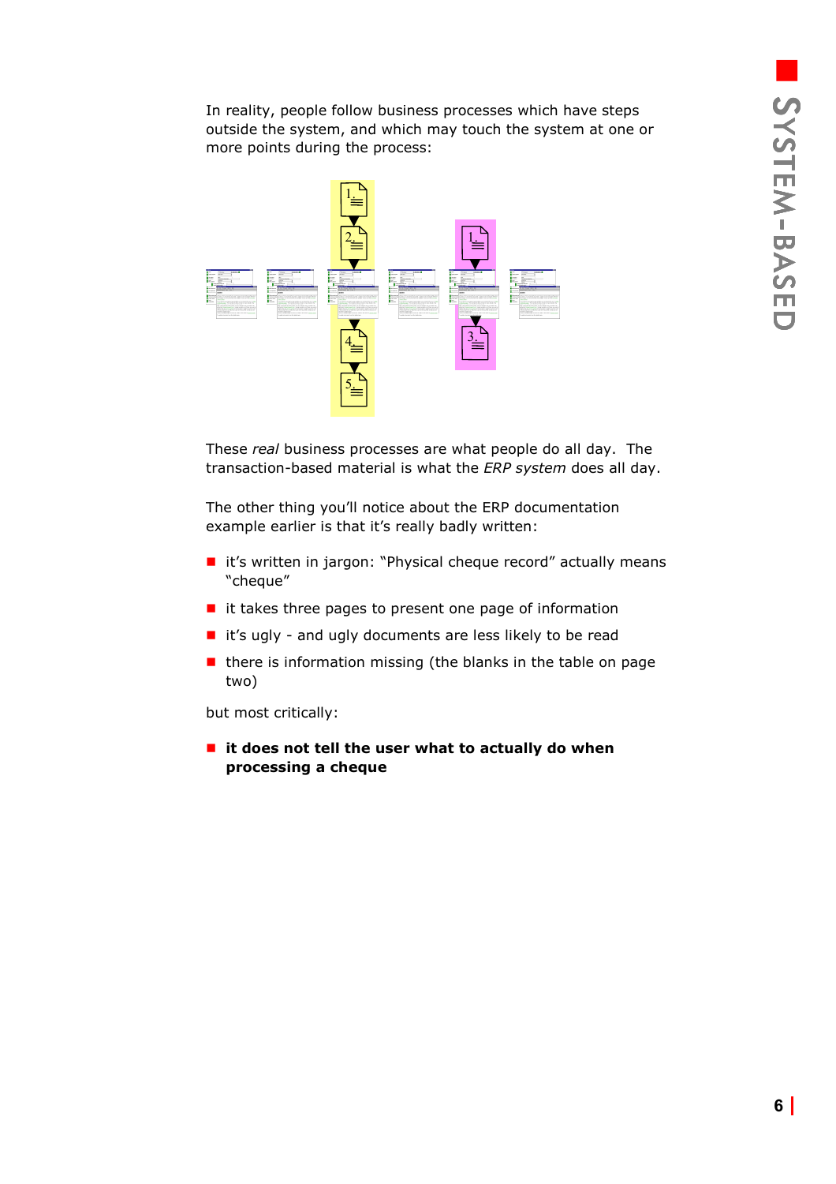In reality, people follow business processes which have steps outside the system, and which may touch the system at one or more points during the process:

These *real* business processes are what people do all day. The transaction-based material is what the *ERP system* does all day.

The other thing you'll notice about the ERP documentation example earlier is that it's really badly written:

- it's written in jargon: "Physical cheque record" actually means "cheque"
- it takes three pages to present one page of information
- it's ugly - and ugly documents are less likely to be read
- there is information missing (the blanks in the table on page two)

but most critically:

- **it does not tell the user what to actually do when processing a cheque**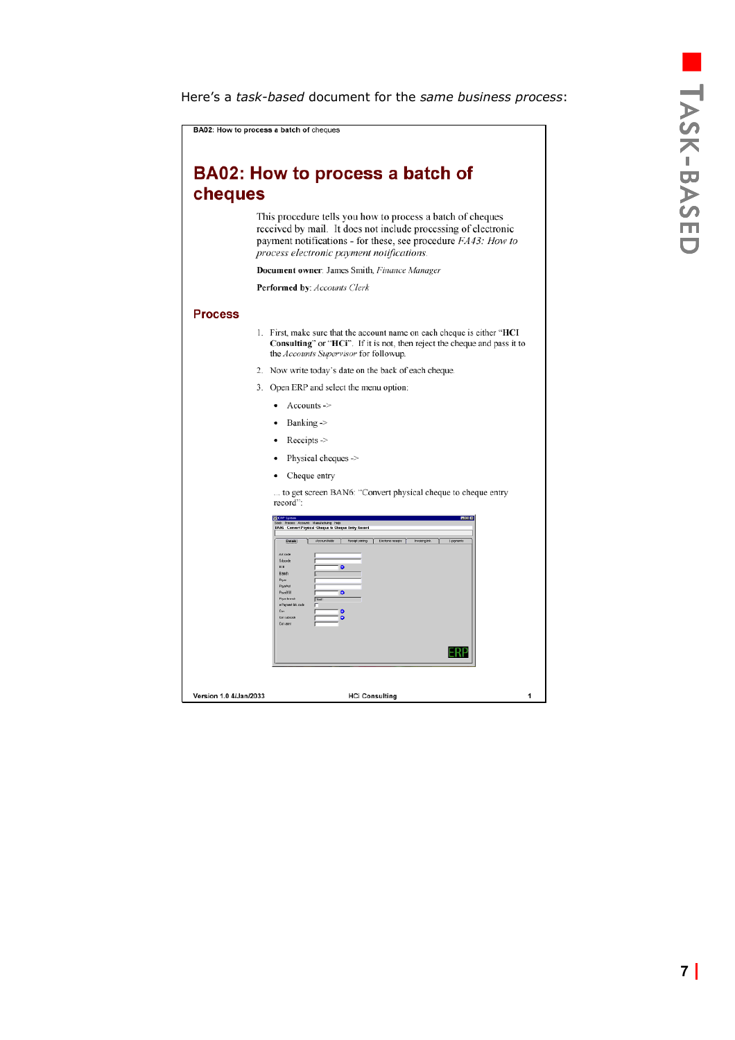Here's a *task-based* document for the *same business process*:

BA02: How to process a batch of cheques

# BA02: How to process a batch of cheques

This procedure tells you how to process a batch of cheques received by mail. It does not include processing of electronic payment notifications - for these, see procedure *FA43: How to process electronic payment notifications*.

**Document owner**: James Smith, *Finance Manager*

**Performed by**: *Accounts Clerk*

## Process

1. First, make sure that the account name on each cheque is either "**HCI Consulting**" or "**HCi**". If it is not, then reject the cheque and pass it to the *Accounts Supervisor* for followup.
2. Now write today's date on the back of each cheque.
3. Open ERP and select the menu option:
   - Accounts ->
   - Banking ->
   - Receipts ->
   - Physical cheques ->
   - Cheque entry

   ... to get screen BAN6: "Convert physical cheque to cheque entry record":

Version 1.0 4/Jan/2033 HCi Consulting 1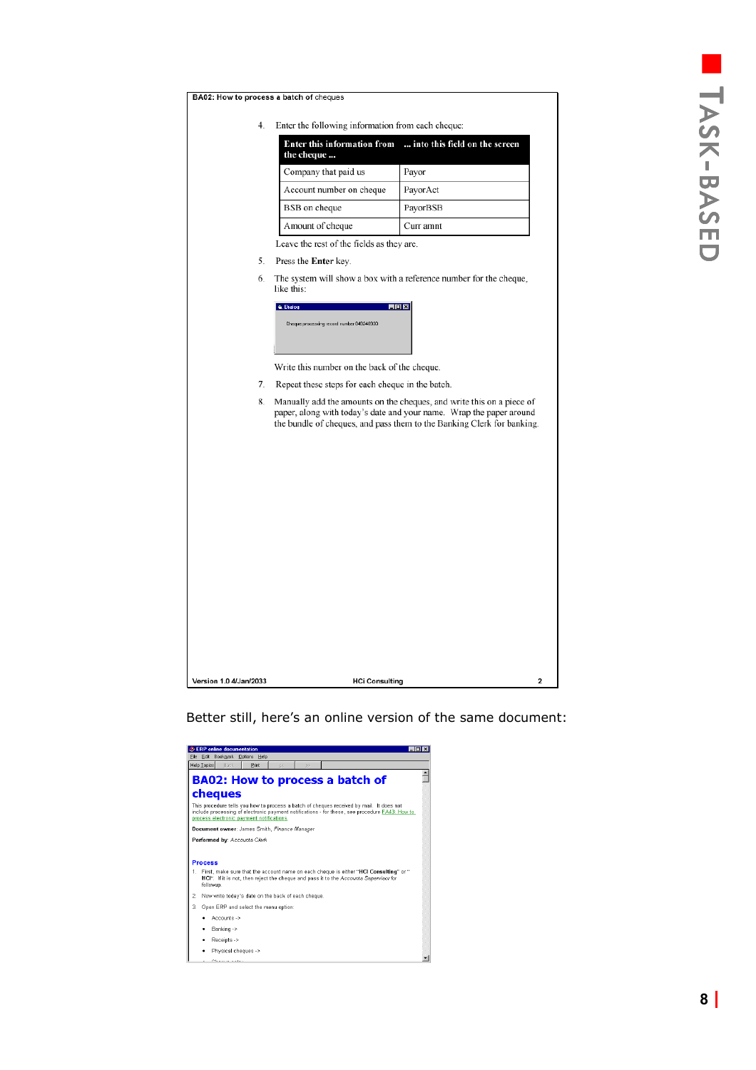**BA02: How to process a batch of cheques**

4. Enter the following information from each cheque:

| Enter this information from the cheque ... | ... into this field on the screen |
|---|---|
| Company that paid us | Payor |
| Account number on cheque | PayorAct |
| BSB on cheque | PayorBSB |
| Amount of cheque | Curr amnt |

Leave the rest of the fields as they are.

5. Press the **Enter** key.
6. The system will show a box with a reference number for the cheque, like this:

   Dialog

   Cheque processing record number 043246000

   Write this number on the back of the cheque.
7. Repeat these steps for each cheque in the batch.
8. Manually add the amounts on the cheques, and write this on a piece of paper, along with today's date and your name. Wrap the paper around the bundle of cheques, and pass them to the Banking Clerk for banking.

Version 1.0 4/Jan/2033 HCi Consulting 2

Better still, here's an online version of the same document:

ERP online documentation

File Edit Bookmark Options Help

Help Topics Back Print

# BA02: How to process a batch of cheques

This procedure tells you how to process a batch of cheques received by mail. It does not include processing of electronic payment notifications - for these, see procedure FA43: How to process electronic payment notifications.

**Document owner**: James Smith, *Finance Manager*

**Performed by**: *Accounts Clerk*

## Process

1. First, make sure that the account name on each cheque is either "**HCI Consulting**" or "**HCI**". If it is not, then reject the cheque and pass it to the *Accounts Supervisor* for followup.
2. Now write today's date on the back of each cheque.
3. Open ERP and select the menu option:
   - Accounts ->
   - Banking ->
   - Receipts ->
   - Physical cheques ->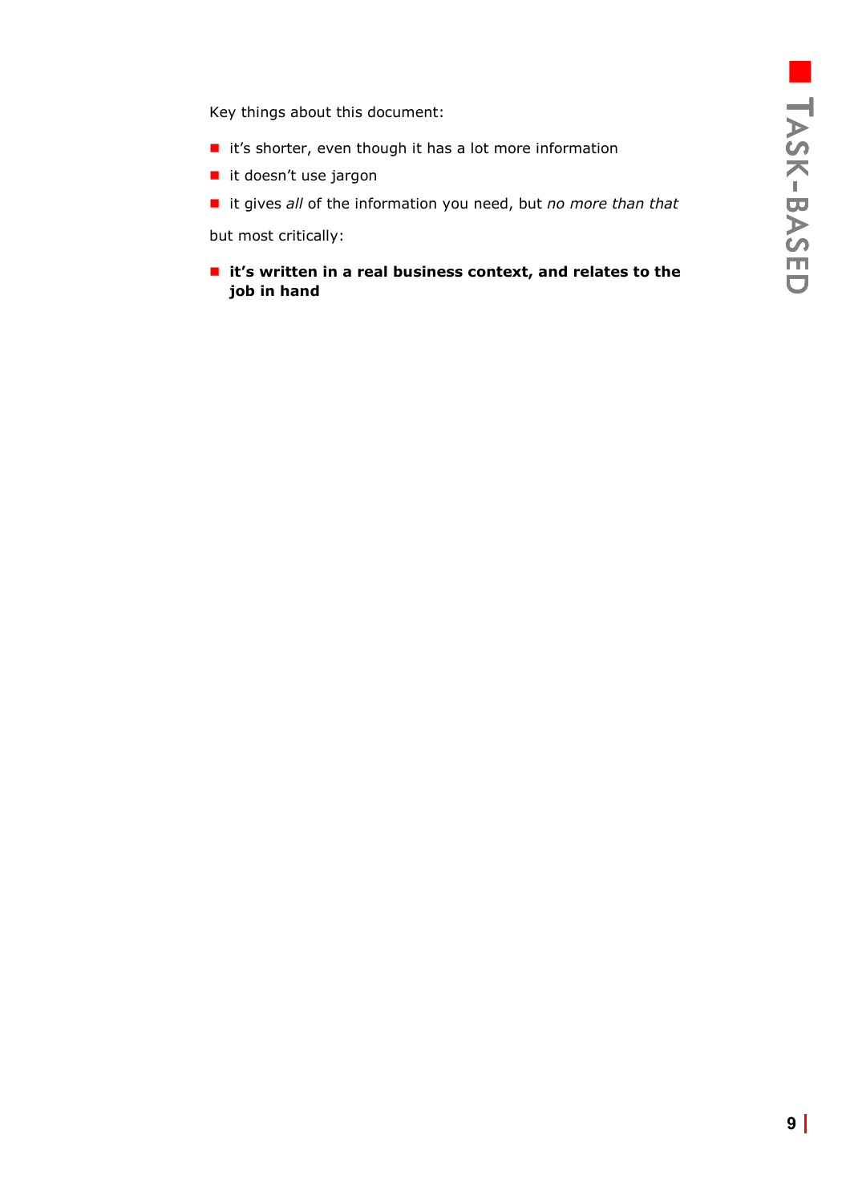Key things about this document:

- it's shorter, even though it has a lot more information
- it doesn't use jargon
- it gives *all* of the information you need, but *no more than that*

but most critically:

- **it's written in a real business context, and relates to the job in hand**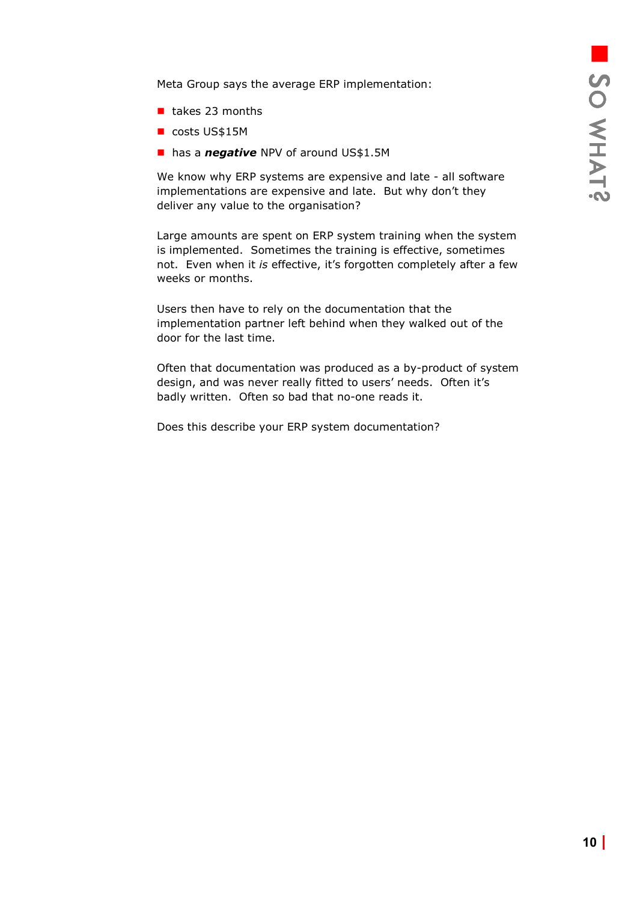Meta Group says the average ERP implementation:

- takes 23 months
- costs US$15M
- has a ***negative*** NPV of around US$1.5M

We know why ERP systems are expensive and late - all software implementations are expensive and late. But why don't they deliver any value to the organisation?

Large amounts are spent on ERP system training when the system is implemented. Sometimes the training is effective, sometimes not. Even when it *is* effective, it's forgotten completely after a few weeks or months.

Users then have to rely on the documentation that the implementation partner left behind when they walked out of the door for the last time.

Often that documentation was produced as a by-product of system design, and was never really fitted to users' needs. Often it's badly written. Often so bad that no-one reads it.

Does this describe your ERP system documentation?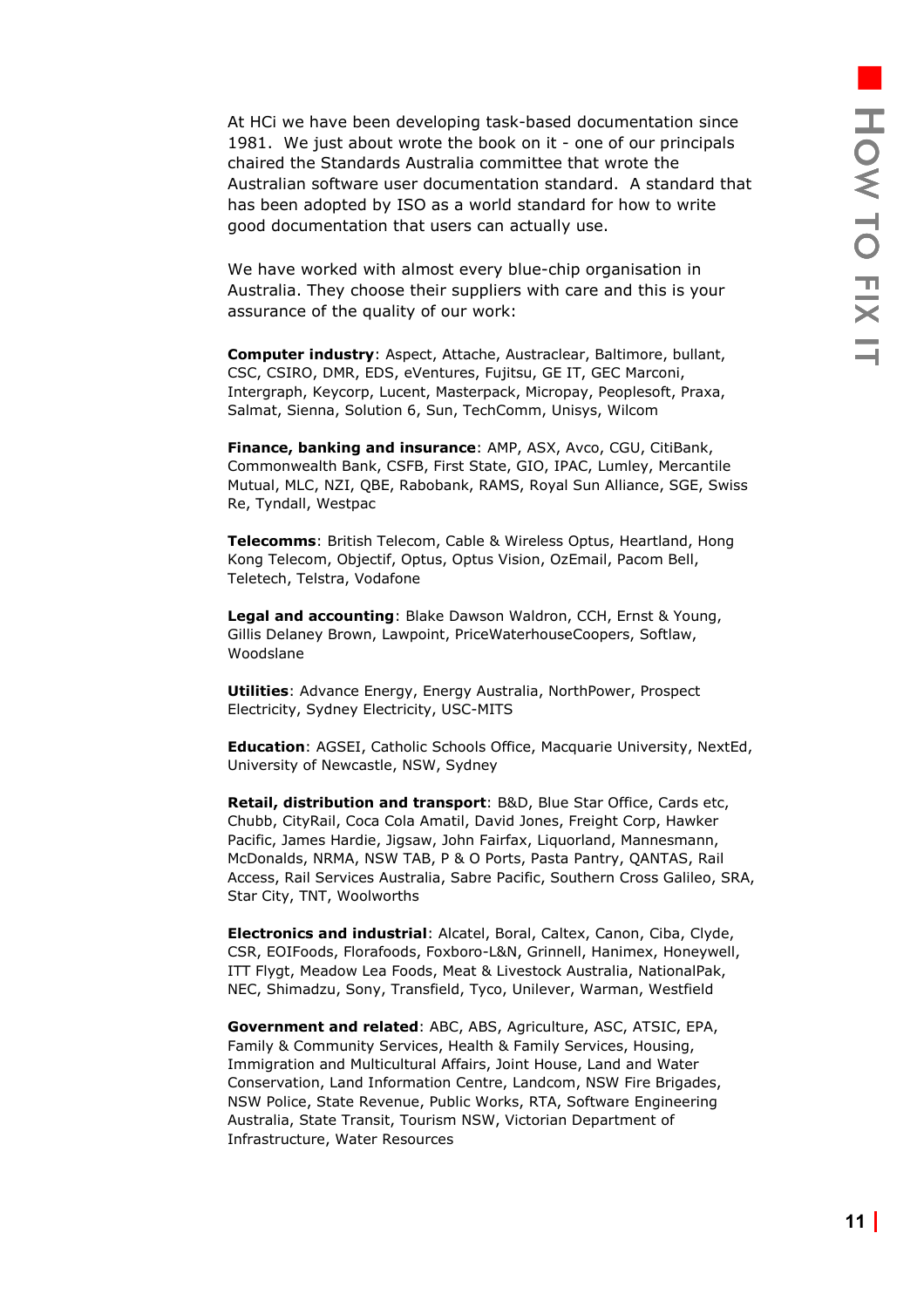At HCi we have been developing task-based documentation since 1981. We just about wrote the book on it - one of our principals chaired the Standards Australia committee that wrote the Australian software user documentation standard. A standard that has been adopted by ISO as a world standard for how to write good documentation that users can actually use.

We have worked with almost every blue-chip organisation in Australia. They choose their suppliers with care and this is your assurance of the quality of our work:

**Computer industry**: Aspect, Attache, Austraclear, Baltimore, bullant, CSC, CSIRO, DMR, EDS, eVentures, Fujitsu, GE IT, GEC Marconi, Intergraph, Keycorp, Lucent, Masterpack, Micropay, Peoplesoft, Praxa, Salmat, Sienna, Solution 6, Sun, TechComm, Unisys, Wilcom

**Finance, banking and insurance**: AMP, ASX, Avco, CGU, CitiBank, Commonwealth Bank, CSFB, First State, GIO, IPAC, Lumley, Mercantile Mutual, MLC, NZI, QBE, Rabobank, RAMS, Royal Sun Alliance, SGE, Swiss Re, Tyndall, Westpac

**Telecomms**: British Telecom, Cable & Wireless Optus, Heartland, Hong Kong Telecom, Objectif, Optus, Optus Vision, OzEmail, Pacom Bell, Teletech, Telstra, Vodafone

**Legal and accounting**: Blake Dawson Waldron, CCH, Ernst & Young, Gillis Delaney Brown, Lawpoint, PriceWaterhouseCoopers, Softlaw, Woodslane

**Utilities**: Advance Energy, Energy Australia, NorthPower, Prospect Electricity, Sydney Electricity, USC-MITS

**Education**: AGSEI, Catholic Schools Office, Macquarie University, NextEd, University of Newcastle, NSW, Sydney

**Retail, distribution and transport**: B&D, Blue Star Office, Cards etc, Chubb, CityRail, Coca Cola Amatil, David Jones, Freight Corp, Hawker Pacific, James Hardie, Jigsaw, John Fairfax, Liquorland, Mannesmann, McDonalds, NRMA, NSW TAB, P & O Ports, Pasta Pantry, QANTAS, Rail Access, Rail Services Australia, Sabre Pacific, Southern Cross Galileo, SRA, Star City, TNT, Woolworths

**Electronics and industrial**: Alcatel, Boral, Caltex, Canon, Ciba, Clyde, CSR, EOIFoods, Florafoods, Foxboro-L&N, Grinnell, Hanimex, Honeywell, ITT Flygt, Meadow Lea Foods, Meat & Livestock Australia, NationalPak, NEC, Shimadzu, Sony, Transfield, Tyco, Unilever, Warman, Westfield

**Government and related**: ABC, ABS, Agriculture, ASC, ATSIC, EPA, Family & Community Services, Health & Family Services, Housing, Immigration and Multicultural Affairs, Joint House, Land and Water Conservation, Land Information Centre, Landcom, NSW Fire Brigades, NSW Police, State Revenue, Public Works, RTA, Software Engineering Australia, State Transit, Tourism NSW, Victorian Department of Infrastructure, Water Resources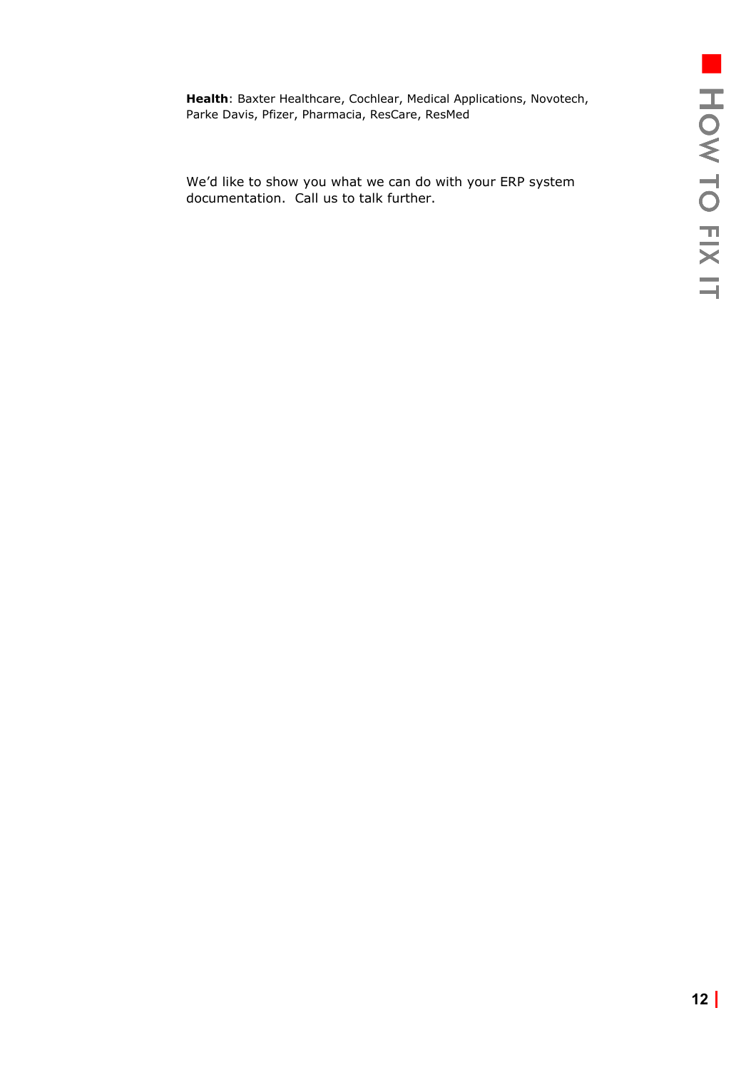**Health**: Baxter Healthcare, Cochlear, Medical Applications, Novotech, Parke Davis, Pfizer, Pharmacia, ResCare, ResMed

We'd like to show you what we can do with your ERP system documentation. Call us to talk further.